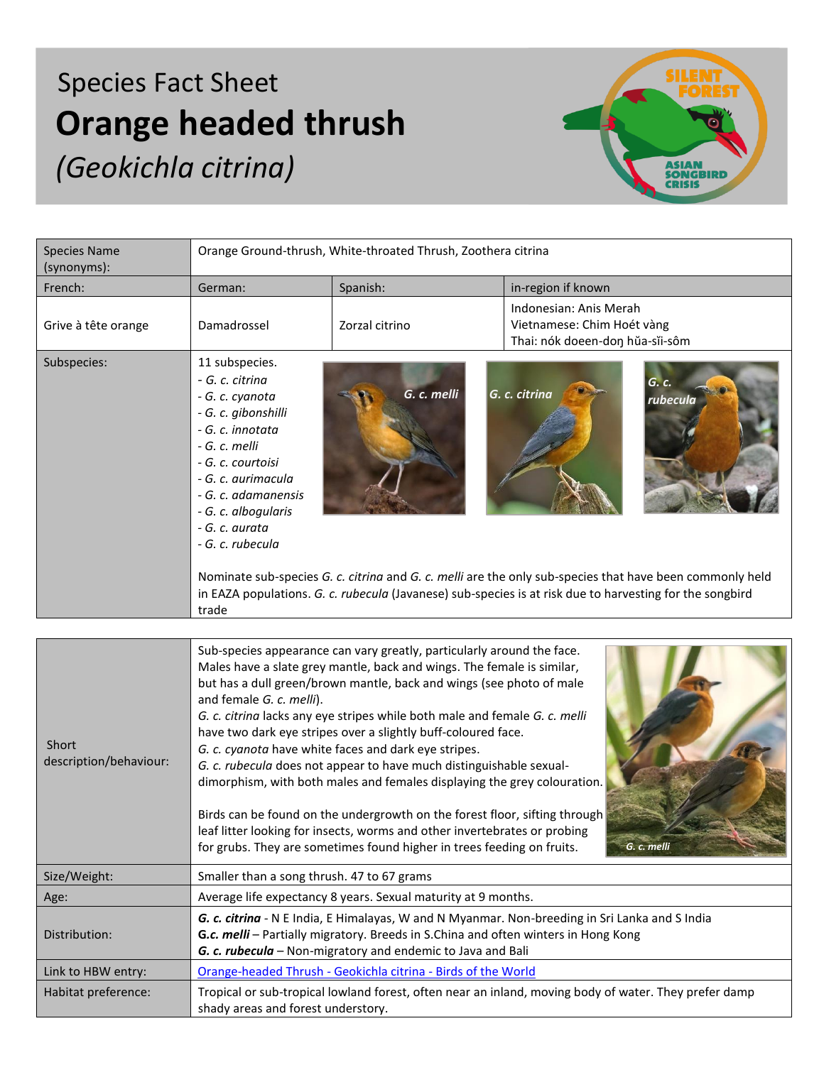Species Fact Sheet

# Orange headed thrush

## *(Geokichla citrina)*

| Species Name (synonyms): | Orange Ground-thrush, White-throated Thrush, Zoothera citrina | | |
|---|---|---|---|
| French: | German: | Spanish: | in-region if known |
| Grive à tête orange | Damadrossel | Zorzal citrino | Indonesian: Anis Merah<br>Vietnamese: Chim Hoét vàng<br>Thai: nók doeen-doŋ hǔa-sǐi-sôm |
| Subspecies: | 11 subspecies.<br>- *G. c. citrina*<br>- *G. c. cyanota*<br>- *G. c. gibonshilli*<br>- *G. c. innotata*<br>- *G. c. melli*<br>- *G. c. courtoisi*<br>- *G. c. aurimacula*<br>- *G. c. adamanensis*<br>- *G. c. albogularis*<br>- *G. c. aurata*<br>- *G. c. rubecula*<br><br>*G. c. melli* *G. c. citrina* *G. c. rubecula*<br><br>Nominate sub-species *G. c. citrina* and *G. c. melli* are the only sub-species that have been commonly held in EAZA populations. *G. c. rubecula* (Javanese) sub-species is at risk due to harvesting for the songbird trade | | |

| | |
|---|---|
| Short description/behaviour: | Sub-species appearance can vary greatly, particularly around the face. Males have a slate grey mantle, back and wings. The female is similar, but has a dull green/brown mantle, back and wings (see photo of male and female *G. c. melli*).<br>*G. c. citrina* lacks any eye stripes while both male and female *G. c. melli* have two dark eye stripes over a slightly buff-coloured face.<br>*G. c. cyanota* have white faces and dark eye stripes.<br>*G. c. rubecula* does not appear to have much distinguishable sexual-dimorphism, with both males and females displaying the grey colouration.<br><br>Birds can be found on the undergrowth on the forest floor, sifting through leaf litter looking for insects, worms and other invertebrates or probing for grubs. They are sometimes found higher in trees feeding on fruits.<br><br>*G. c. melli* |
| Size/Weight: | Smaller than a song thrush. 47 to 67 grams |
| Age: | Average life expectancy 8 years. Sexual maturity at 9 months. |
| Distribution: | ***G. c. citrina*** - N E India, E Himalayas, W and N Myanmar. Non-breeding in Sri Lanka and S India<br>***G.c. melli*** – Partially migratory. Breeds in S.China and often winters in Hong Kong<br>***G. c. rubecula*** – Non-migratory and endemic to Java and Bali |
| Link to HBW entry: | [Orange-headed Thrush - Geokichla citrina - Birds of the World]() |
| Habitat preference: | Tropical or sub-tropical lowland forest, often near an inland, moving body of water. They prefer damp shady areas and forest understory. |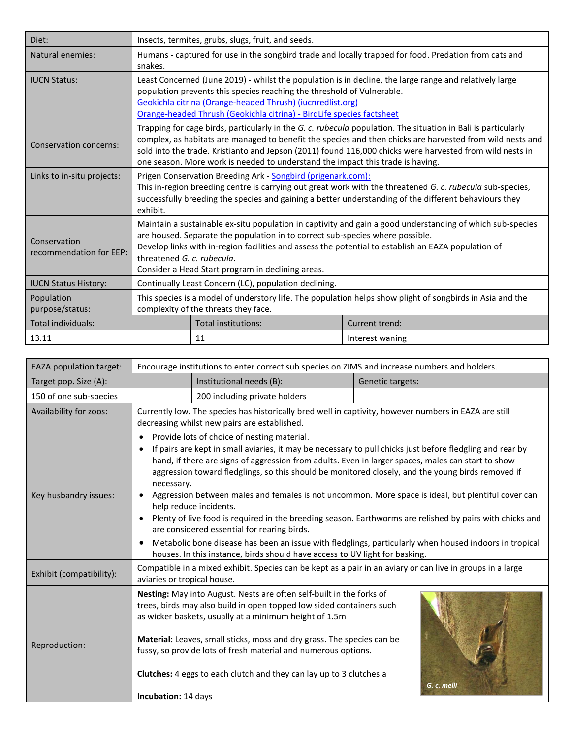| | |
|---|---|
| Diet: | Insects, termites, grubs, slugs, fruit, and seeds. |
| Natural enemies: | Humans - captured for use in the songbird trade and locally trapped for food. Predation from cats and snakes. |
| IUCN Status: | Least Concerned (June 2019) - whilst the population is in decline, the large range and relatively large population prevents this species reaching the threshold of Vulnerable.<br>Geokichla citrina (Orange-headed Thrush) (iucnredlist.org)<br>Orange-headed Thrush (Geokichla citrina) - BirdLife species factsheet |
| Conservation concerns: | Trapping for cage birds, particularly in the *G. c. rubecula* population. The situation in Bali is particularly complex, as habitats are managed to benefit the species and then chicks are harvested from wild nests and sold into the trade. Kristianto and Jepson (2011) found 116,000 chicks were harvested from wild nests in one season. More work is needed to understand the impact this trade is having. |
| Links to in-situ projects: | Prigen Conservation Breeding Ark - Songbird (prigenark.com):<br>This in-region breeding centre is carrying out great work with the threatened *G. c. rubecula* sub-species, successfully breeding the species and gaining a better understanding of the different behaviours they exhibit. |
| Conservation recommendation for EEP: | Maintain a sustainable ex-situ population in captivity and gain a good understanding of which sub-species are housed. Separate the population in to correct sub-species where possible.<br>Develop links with in-region facilities and assess the potential to establish an EAZA population of threatened *G. c. rubecula*.<br>Consider a Head Start program in declining areas. |
| IUCN Status History: | Continually Least Concern (LC), population declining. |
| Population purpose/status: | This species is a model of understory life. The population helps show plight of songbirds in Asia and the complexity of the threats they face. |

| Total individuals: | Total institutions: | Current trend: |
|---|---|---|
| 13.11 | 11 | Interest waning |

| | |
|---|---|
| EAZA population target: | Encourage institutions to enter correct sub species on ZIMS and increase numbers and holders. |

| Target pop. Size (A): | Institutional needs (B): | Genetic targets: |
|---|---|---|
| 150 of one sub-species | 200 including private holders | |

| | |
|---|---|
| Availability for zoos: | Currently low. The species has historically bred well in captivity, however numbers in EAZA are still decreasing whilst new pairs are established. |
| Key husbandry issues: | • Provide lots of choice of nesting material.<br>• If pairs are kept in small aviaries, it may be necessary to pull chicks just before fledgling and rear by hand, if there are signs of aggression from adults. Even in larger spaces, males can start to show aggression toward fledglings, so this should be monitored closely, and the young birds removed if necessary.<br>• Aggression between males and females is not uncommon. More space is ideal, but plentiful cover can help reduce incidents.<br>• Plenty of live food is required in the breeding season. Earthworms are relished by pairs with chicks and are considered essential for rearing birds.<br>• Metabolic bone disease has been an issue with fledglings, particularly when housed indoors in tropical houses. In this instance, birds should have access to UV light for basking. |
| Exhibit (compatibility): | Compatible in a mixed exhibit. Species can be kept as a pair in an aviary or can live in groups in a large aviaries or tropical house. |
| Reproduction: | **Nesting:** May into August. Nests are often self-built in the forks of trees, birds may also build in open topped low sided containers such as wicker baskets, usually at a minimum height of 1.5m<br><br>**Material:** Leaves, small sticks, moss and dry grass. The species can be fussy, so provide lots of fresh material and numerous options.<br><br>**Clutches:** 4 eggs to each clutch and they can lay up to 3 clutches a<br><br>**Incubation:** 14 days<br><br>*G. c. melli* |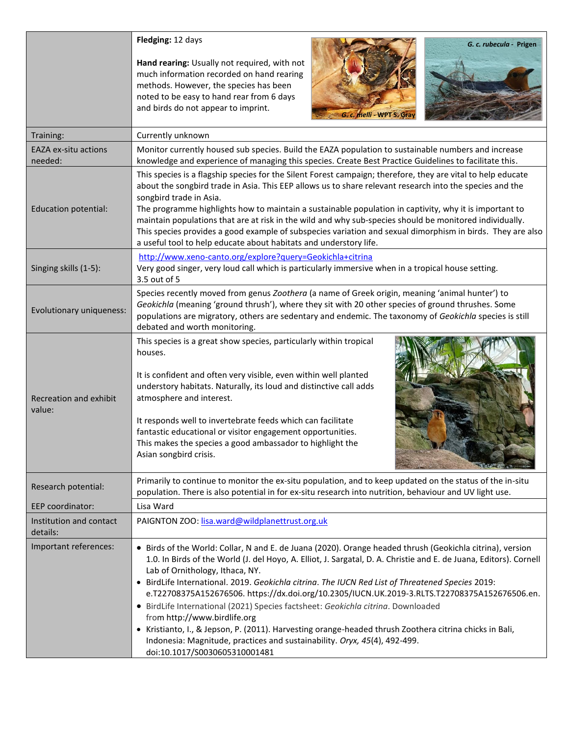| | |
|---|---|
| | **Fledging:** 12 days<br><br>**Hand rearing:** Usually not required, with not much information recorded on hand rearing methods. However, the species has been noted to be easy to hand rear from 6 days and birds do not appear to imprint.<br><br>*G. c. melli* - WPT S. Gray<br>*G. c. rubecula* - Prigen |
| Training: | Currently unknown |
| EAZA ex-situ actions needed: | Monitor currently housed sub species. Build the EAZA population to sustainable numbers and increase knowledge and experience of managing this species. Create Best Practice Guidelines to facilitate this. |
| Education potential: | This species is a flagship species for the Silent Forest campaign; therefore, they are vital to help educate about the songbird trade in Asia. This EEP allows us to share relevant research into the species and the songbird trade in Asia.<br>The programme highlights how to maintain a sustainable population in captivity, why it is important to maintain populations that are at risk in the wild and why sub-species should be monitored individually. This species provides a good example of subspecies variation and sexual dimorphism in birds. They are also a useful tool to help educate about habitats and understory life. |
| Singing skills (1-5): | http://www.xeno-canto.org/explore?query=Geokichla+citrina<br>Very good singer, very loud call which is particularly immersive when in a tropical house setting.<br>3.5 out of 5 |
| Evolutionary uniqueness: | Species recently moved from genus *Zoothera* (a name of Greek origin, meaning 'animal hunter') to *Geokichla* (meaning 'ground thrush'), where they sit with 20 other species of ground thrushes. Some populations are migratory, others are sedentary and endemic. The taxonomy of *Geokichla* species is still debated and worth monitoring. |
| Recreation and exhibit value: | This species is a great show species, particularly within tropical houses.<br><br>It is confident and often very visible, even within well planted understory habitats. Naturally, its loud and distinctive call adds atmosphere and interest.<br><br>It responds well to invertebrate feeds which can facilitate fantastic educational or visitor engagement opportunities. This makes the species a good ambassador to highlight the Asian songbird crisis. |
| Research potential: | Primarily to continue to monitor the ex-situ population, and to keep updated on the status of the in-situ population. There is also potential in for ex-situ research into nutrition, behaviour and UV light use. |
| EEP coordinator: | Lisa Ward |
| Institution and contact details: | PAIGNTON ZOO: lisa.ward@wildplanettrust.org.uk |
| Important references: | • Birds of the World: Collar, N and E. de Juana (2020). Orange headed thrush (Geokichla citrina), version 1.0. In Birds of the World (J. del Hoyo, A. Elliot, J. Sargatal, D. A. Christie and E. de Juana, Editors). Cornell Lab of Ornithology, Ithaca, NY.<br>• BirdLife International. 2019. *Geokichla citrina*. *The IUCN Red List of Threatened Species* 2019: e.T22708375A152676506. https://dx.doi.org/10.2305/IUCN.UK.2019-3.RLTS.T22708375A152676506.en.<br>• BirdLife International (2021) Species factsheet: *Geokichla citrina*. Downloaded from http://www.birdlife.org<br>• Kristianto, I., & Jepson, P. (2011). Harvesting orange-headed thrush Zoothera citrina chicks in Bali, Indonesia: Magnitude, practices and sustainability. *Oryx, 45*(4), 492-499. doi:10.1017/S0030605310001481 |